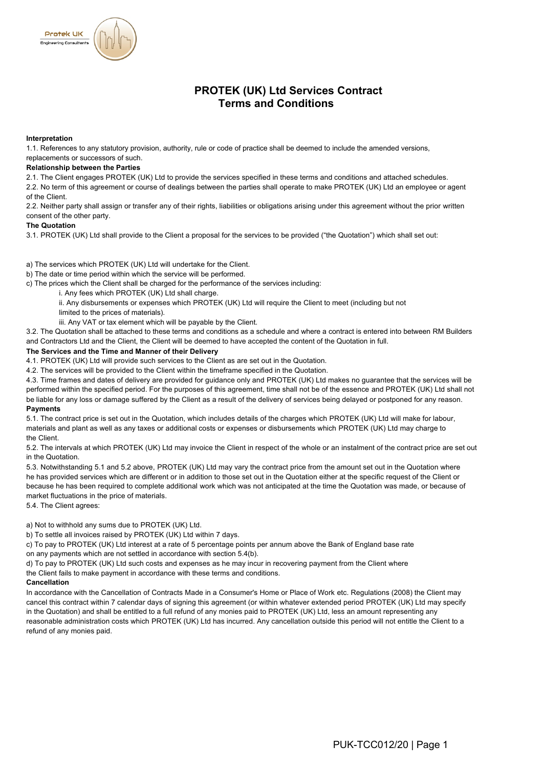# PROTEK (UK) Ltd Services Contract Terms and Conditions

**Interpretation**

1.1. References to any statutory provision, authority, rule or code of practice shall be deemed to include the amended versions, replacements or successors of such.

**Relationship between the Parties**

2.1. The Client engages PROTEK (UK) Ltd to provide the services specified in these terms and conditions and attached schedules.

2.2. No term of this agreement or course of dealings between the parties shall operate to make PROTEK (UK) Ltd an employee or agent of the Client.

2.2. Neither party shall assign or transfer any of their rights, liabilities or obligations arising under this agreement without the prior written consent of the other party.

**The Quotation**

3.1. PROTEK (UK) Ltd shall provide to the Client a proposal for the services to be provided ("the Quotation") which shall set out:

a) The services which PROTEK (UK) Ltd will undertake for the Client.

b) The date or time period within which the service will be performed.

c) The prices which the Client shall be charged for the performance of the services including:

- i. Any fees which PROTEK (UK) Ltd shall charge.
- ii. Any disbursements or expenses which PROTEK (UK) Ltd will require the Client to meet (including but not limited to the prices of materials).
- iii. Any VAT or tax element which will be payable by the Client.

3.2. The Quotation shall be attached to these terms and conditions as a schedule and where a contract is entered into between RM Builders and Contractors Ltd and the Client, the Client will be deemed to have accepted the content of the Quotation in full.

**The Services and the Time and Manner of their Delivery**

4.1. PROTEK (UK) Ltd will provide such services to the Client as are set out in the Quotation.

4.2. The services will be provided to the Client within the timeframe specified in the Quotation.

4.3. Time frames and dates of delivery are provided for guidance only and PROTEK (UK) Ltd makes no guarantee that the services will be performed within the specified period. For the purposes of this agreement, time shall not be of the essence and PROTEK (UK) Ltd shall not be liable for any loss or damage suffered by the Client as a result of the delivery of services being delayed or postponed for any reason.

**Payments**

5.1. The contract price is set out in the Quotation, which includes details of the charges which PROTEK (UK) Ltd will make for labour, materials and plant as well as any taxes or additional costs or expenses or disbursements which PROTEK (UK) Ltd may charge to the Client.

5.2. The intervals at which PROTEK (UK) Ltd may invoice the Client in respect of the whole or an instalment of the contract price are set out in the Quotation.

5.3. Notwithstanding 5.1 and 5.2 above, PROTEK (UK) Ltd may vary the contract price from the amount set out in the Quotation where he has provided services which are different or in addition to those set out in the Quotation either at the specific request of the Client or because he has been required to complete additional work which was not anticipated at the time the Quotation was made, or because of market fluctuations in the price of materials.

5.4. The Client agrees:

a) Not to withhold any sums due to PROTEK (UK) Ltd.

b) To settle all invoices raised by PROTEK (UK) Ltd within 7 days.

c) To pay to PROTEK (UK) Ltd interest at a rate of 5 percentage points per annum above the Bank of England base rate on any payments which are not settled in accordance with section 5.4(b).

d) To pay to PROTEK (UK) Ltd such costs and expenses as he may incur in recovering payment from the Client where the Client fails to make payment in accordance with these terms and conditions.

**Cancellation**

In accordance with the Cancellation of Contracts Made in a Consumer's Home or Place of Work etc. Regulations (2008) the Client may cancel this contract within 7 calendar days of signing this agreement (or within whatever extended period PROTEK (UK) Ltd may specify in the Quotation) and shall be entitled to a full refund of any monies paid to PROTEK (UK) Ltd, less an amount representing any reasonable administration costs which PROTEK (UK) Ltd has incurred. Any cancellation outside this period will not entitle the Client to a refund of any monies paid.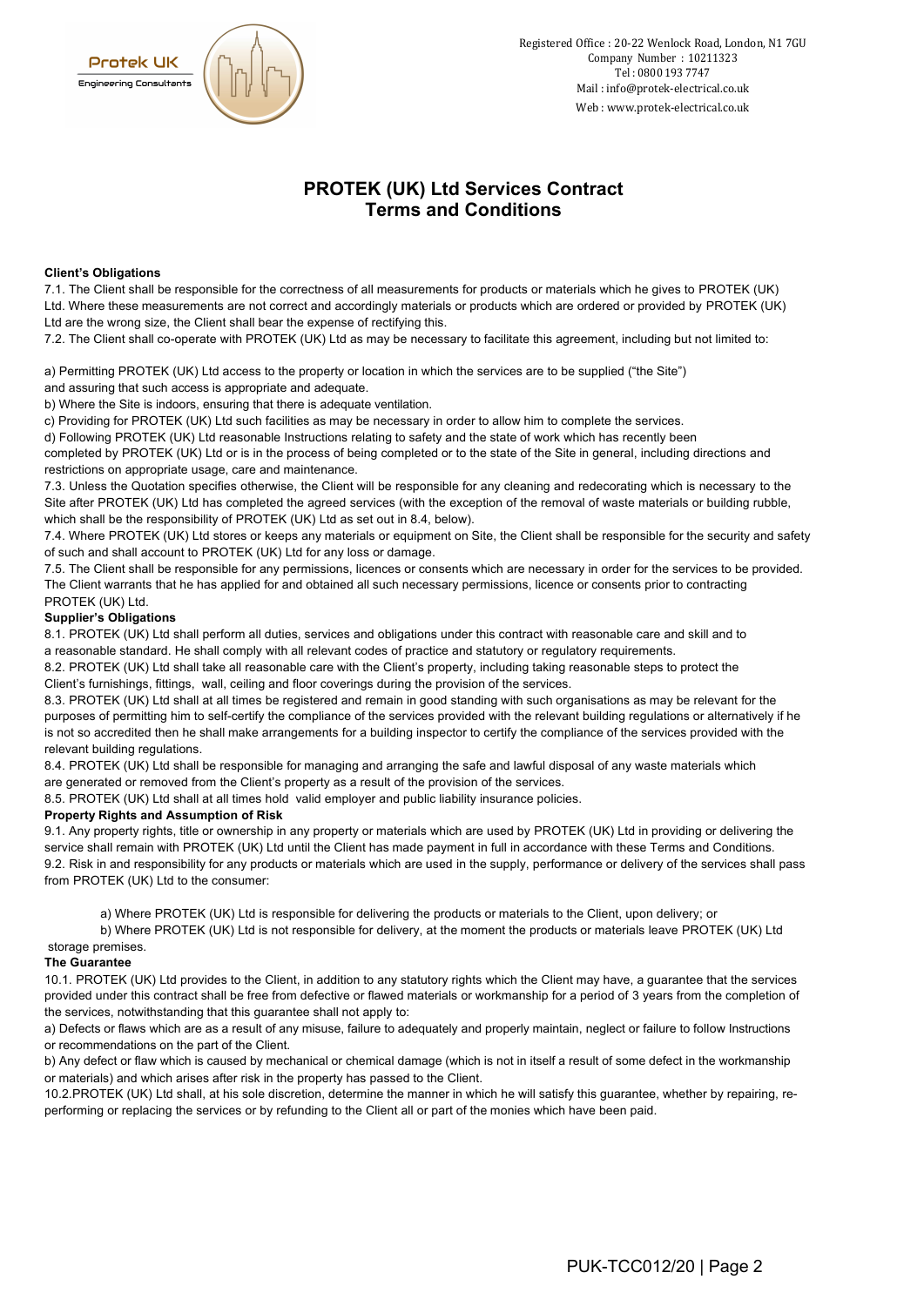Protek UK
Engineering Consultants

Registered Office : 20-22 Wenlock Road, London, N1 7GU
Company Number : 10211323
Tel : 0800 193 7747
Mail : info@protek-electrical.co.uk
Web : www.protek-electrical.co.uk

# PROTEK (UK) Ltd Services Contract Terms and Conditions

**Client's Obligations**

7.1. The Client shall be responsible for the correctness of all measurements for products or materials which he gives to PROTEK (UK) Ltd. Where these measurements are not correct and accordingly materials or products which are ordered or provided by PROTEK (UK) Ltd are the wrong size, the Client shall bear the expense of rectifying this.

7.2. The Client shall co-operate with PROTEK (UK) Ltd as may be necessary to facilitate this agreement, including but not limited to:

a) Permitting PROTEK (UK) Ltd access to the property or location in which the services are to be supplied ("the Site") and assuring that such access is appropriate and adequate.

b) Where the Site is indoors, ensuring that there is adequate ventilation.

c) Providing for PROTEK (UK) Ltd such facilities as may be necessary in order to allow him to complete the services.

d) Following PROTEK (UK) Ltd reasonable Instructions relating to safety and the state of work which has recently been completed by PROTEK (UK) Ltd or is in the process of being completed or to the state of the Site in general, including directions and restrictions on appropriate usage, care and maintenance.

7.3. Unless the Quotation specifies otherwise, the Client will be responsible for any cleaning and redecorating which is necessary to the Site after PROTEK (UK) Ltd has completed the agreed services (with the exception of the removal of waste materials or building rubble, which shall be the responsibility of PROTEK (UK) Ltd as set out in 8.4, below).

7.4. Where PROTEK (UK) Ltd stores or keeps any materials or equipment on Site, the Client shall be responsible for the security and safety of such and shall account to PROTEK (UK) Ltd for any loss or damage.

7.5. The Client shall be responsible for any permissions, licences or consents which are necessary in order for the services to be provided. The Client warrants that he has applied for and obtained all such necessary permissions, licence or consents prior to contracting PROTEK (UK) Ltd.

**Supplier's Obligations**

8.1. PROTEK (UK) Ltd shall perform all duties, services and obligations under this contract with reasonable care and skill and to a reasonable standard. He shall comply with all relevant codes of practice and statutory or regulatory requirements.

8.2. PROTEK (UK) Ltd shall take all reasonable care with the Client's property, including taking reasonable steps to protect the Client's furnishings, fittings, wall, ceiling and floor coverings during the provision of the services.

8.3. PROTEK (UK) Ltd shall at all times be registered and remain in good standing with such organisations as may be relevant for the purposes of permitting him to self-certify the compliance of the services provided with the relevant building regulations or alternatively if he is not so accredited then he shall make arrangements for a building inspector to certify the compliance of the services provided with the relevant building regulations.

8.4. PROTEK (UK) Ltd shall be responsible for managing and arranging the safe and lawful disposal of any waste materials which are generated or removed from the Client's property as a result of the provision of the services.

8.5. PROTEK (UK) Ltd shall at all times hold valid employer and public liability insurance policies.

**Property Rights and Assumption of Risk**

9.1. Any property rights, title or ownership in any property or materials which are used by PROTEK (UK) Ltd in providing or delivering the service shall remain with PROTEK (UK) Ltd until the Client has made payment in full in accordance with these Terms and Conditions.

9.2. Risk in and responsibility for any products or materials which are used in the supply, performance or delivery of the services shall pass from PROTEK (UK) Ltd to the consumer:

a) Where PROTEK (UK) Ltd is responsible for delivering the products or materials to the Client, upon delivery; or

b) Where PROTEK (UK) Ltd is not responsible for delivery, at the moment the products or materials leave PROTEK (UK) Ltd storage premises.

**The Guarantee**

10.1. PROTEK (UK) Ltd provides to the Client, in addition to any statutory rights which the Client may have, a guarantee that the services provided under this contract shall be free from defective or flawed materials or workmanship for a period of 3 years from the completion of the services, notwithstanding that this guarantee shall not apply to:

a) Defects or flaws which are as a result of any misuse, failure to adequately and properly maintain, neglect or failure to follow Instructions or recommendations on the part of the Client.

b) Any defect or flaw which is caused by mechanical or chemical damage (which is not in itself a result of some defect in the workmanship or materials) and which arises after risk in the property has passed to the Client.

10.2.PROTEK (UK) Ltd shall, at his sole discretion, determine the manner in which he will satisfy this guarantee, whether by repairing, re-performing or replacing the services or by refunding to the Client all or part of the monies which have been paid.

PUK-TCC012/20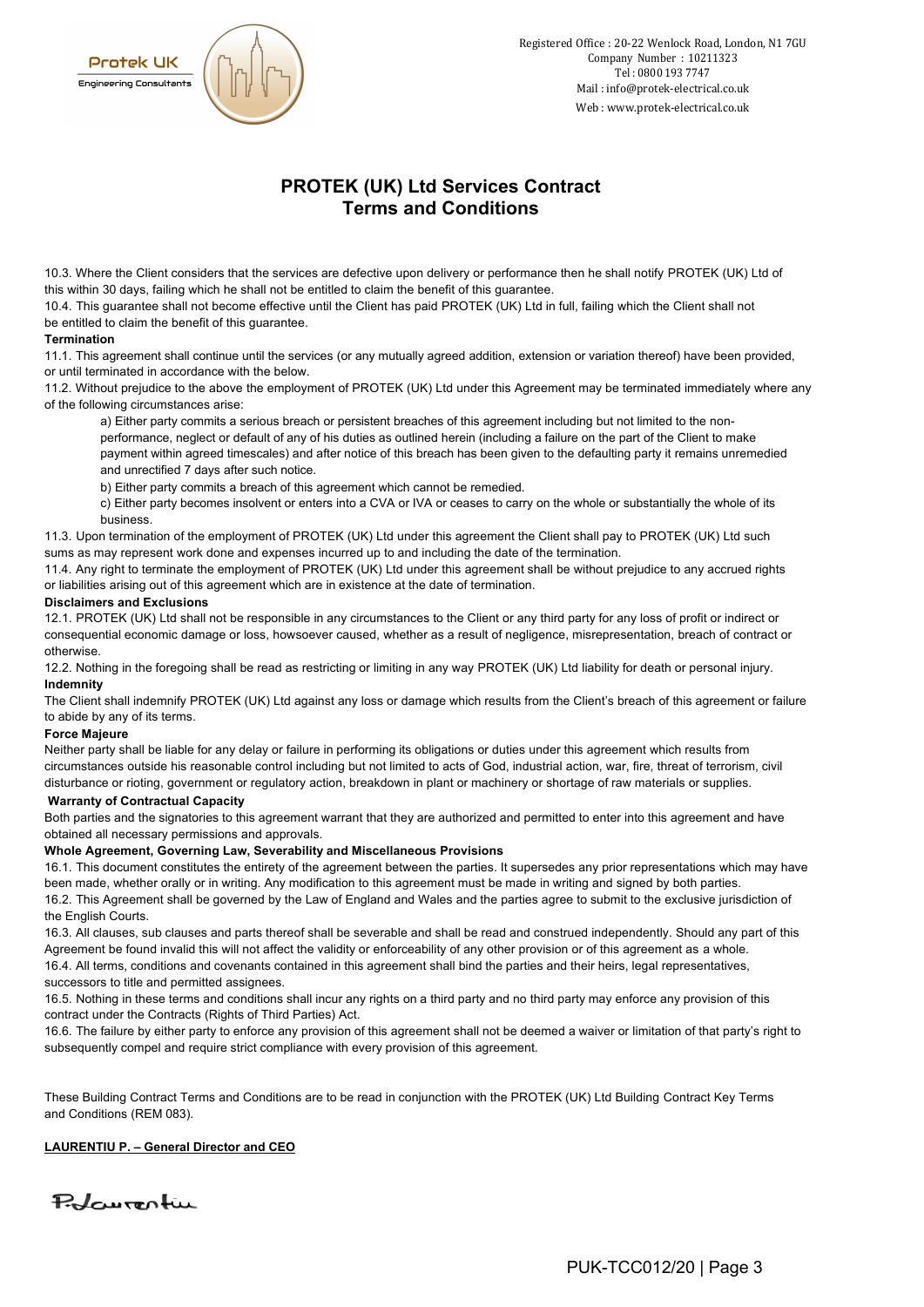# PROTEK (UK) Ltd Services Contract
# Terms and Conditions

10.3. Where the Client considers that the services are defective upon delivery or performance then he shall notify PROTEK (UK) Ltd of this within 30 days, failing which he shall not be entitled to claim the benefit of this guarantee.

10.4. This guarantee shall not become effective until the Client has paid PROTEK (UK) Ltd in full, failing which the Client shall not be entitled to claim the benefit of this guarantee.

**Termination**

11.1. This agreement shall continue until the services (or any mutually agreed addition, extension or variation thereof) have been provided, or until terminated in accordance with the below.

11.2. Without prejudice to the above the employment of PROTEK (UK) Ltd under this Agreement may be terminated immediately where any of the following circumstances arise:

a) Either party commits a serious breach or persistent breaches of this agreement including but not limited to the non-performance, neglect or default of any of his duties as outlined herein (including a failure on the part of the Client to make payment within agreed timescales) and after notice of this breach has been given to the defaulting party it remains unremedied and unrectified 7 days after such notice.

b) Either party commits a breach of this agreement which cannot be remedied.

c) Either party becomes insolvent or enters into a CVA or IVA or ceases to carry on the whole or substantially the whole of its business.

11.3. Upon termination of the employment of PROTEK (UK) Ltd under this agreement the Client shall pay to PROTEK (UK) Ltd such sums as may represent work done and expenses incurred up to and including the date of the termination.

11.4. Any right to terminate the employment of PROTEK (UK) Ltd under this agreement shall be without prejudice to any accrued rights or liabilities arising out of this agreement which are in existence at the date of termination.

**Disclaimers and Exclusions**

12.1. PROTEK (UK) Ltd shall not be responsible in any circumstances to the Client or any third party for any loss of profit or indirect or consequential economic damage or loss, howsoever caused, whether as a result of negligence, misrepresentation, breach of contract or otherwise.

12.2. Nothing in the foregoing shall be read as restricting or limiting in any way PROTEK (UK) Ltd liability for death or personal injury.

**Indemnity**

The Client shall indemnify PROTEK (UK) Ltd against any loss or damage which results from the Client's breach of this agreement or failure to abide by any of its terms.

**Force Majeure**

Neither party shall be liable for any delay or failure in performing its obligations or duties under this agreement which results from circumstances outside his reasonable control including but not limited to acts of God, industrial action, war, fire, threat of terrorism, civil disturbance or rioting, government or regulatory action, breakdown in plant or machinery or shortage of raw materials or supplies.

**Warranty of Contractual Capacity**

Both parties and the signatories to this agreement warrant that they are authorized and permitted to enter into this agreement and have obtained all necessary permissions and approvals.

**Whole Agreement, Governing Law, Severability and Miscellaneous Provisions**

16.1. This document constitutes the entirety of the agreement between the parties. It supersedes any prior representations which may have been made, whether orally or in writing. Any modification to this agreement must be made in writing and signed by both parties.

16.2. This Agreement shall be governed by the Law of England and Wales and the parties agree to submit to the exclusive jurisdiction of the English Courts.

16.3. All clauses, sub clauses and parts thereof shall be severable and shall be read and construed independently. Should any part of this Agreement be found invalid this will not affect the validity or enforceability of any other provision or of this agreement as a whole.

16.4. All terms, conditions and covenants contained in this agreement shall bind the parties and their heirs, legal representatives, successors to title and permitted assignees.

16.5. Nothing in these terms and conditions shall incur any rights on a third party and no third party may enforce any provision of this contract under the Contracts (Rights of Third Parties) Act.

16.6. The failure by either party to enforce any provision of this agreement shall not be deemed a waiver or limitation of that party's right to subsequently compel and require strict compliance with every provision of this agreement.

These Building Contract Terms and Conditions are to be read in conjunction with the PROTEK (UK) Ltd Building Contract Key Terms and Conditions (REM 083).

**LAURENTIU P. – General Director and CEO**

P. Laurentiu